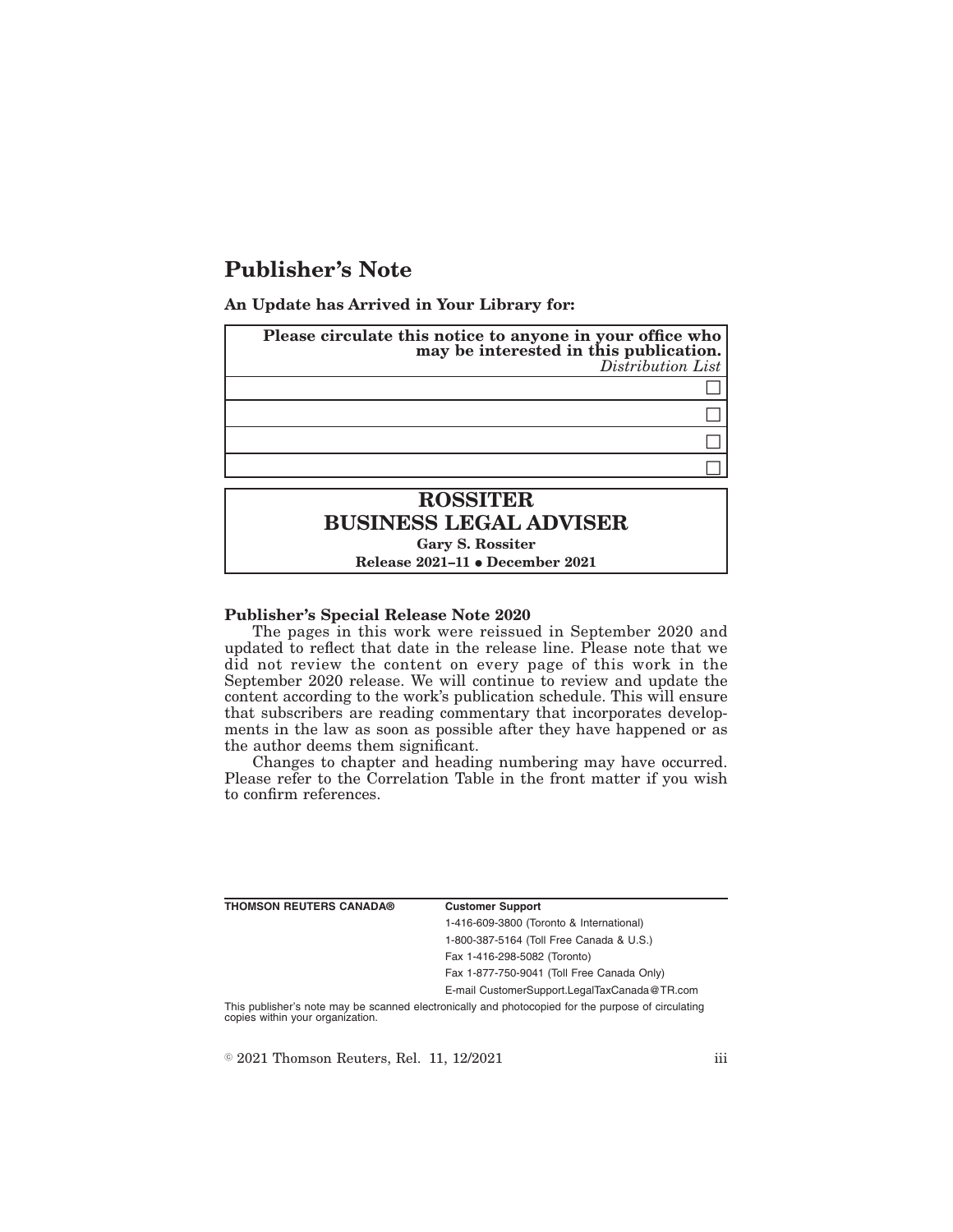# Publisher's Note

**An Update has Arrived in Your Library for:**

| **Please circulate this notice to anyone in your office who may be interested in this publication.** *Distribution List* |
|---|
| ☐ |
| ☐ |
| ☐ |
| ☐ |

**ROSSITER**
**BUSINESS LEGAL ADVISER**
**Gary S. Rossiter**
**Release 2021–11 • December 2021**

**Publisher's Special Release Note 2020**

The pages in this work were reissued in September 2020 and updated to reflect that date in the release line. Please note that we did not review the content on every page of this work in the September 2020 release. We will continue to review and update the content according to the work's publication schedule. This will ensure that subscribers are reading commentary that incorporates developments in the law as soon as possible after they have happened or as the author deems them significant.

Changes to chapter and heading numbering may have occurred. Please refer to the Correlation Table in the front matter if you wish to confirm references.

| **THOMSON REUTERS CANADA®** | **Customer Support** |
|---|---|
| | 1-416-609-3800 (Toronto & International) |
| | 1-800-387-5164 (Toll Free Canada & U.S.) |
| | Fax 1-416-298-5082 (Toronto) |
| | Fax 1-877-750-9041 (Toll Free Canada Only) |
| | E-mail CustomerSupport.LegalTaxCanada@TR.com |

This publisher's note may be scanned electronically and photocopied for the purpose of circulating copies within your organization.

© 2021 Thomson Reuters, Rel. 11, 12/2021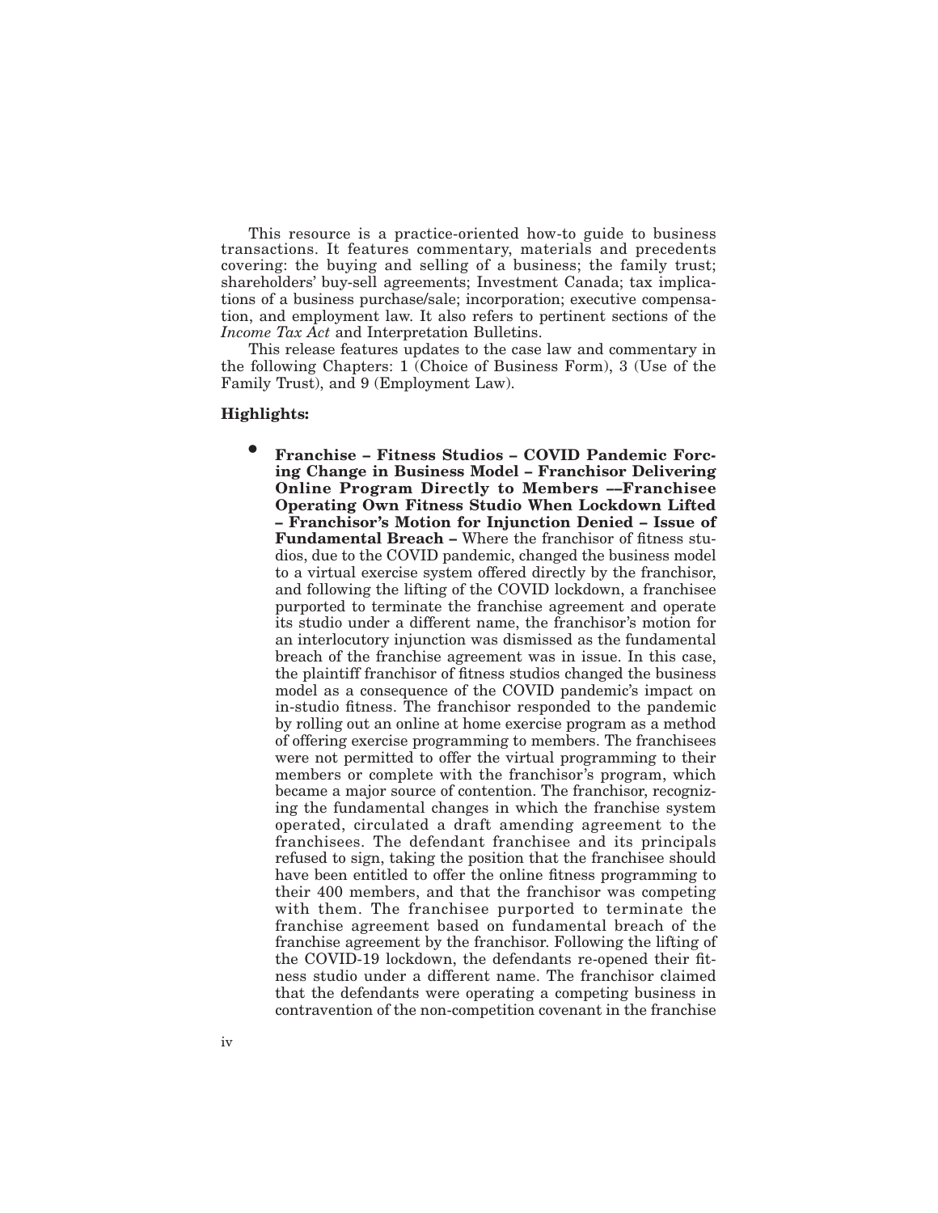This resource is a practice-oriented how-to guide to business transactions. It features commentary, materials and precedents covering: the buying and selling of a business; the family trust; shareholders' buy-sell agreements; Investment Canada; tax implications of a business purchase/sale; incorporation; executive compensation, and employment law. It also refers to pertinent sections of the *Income Tax Act* and Interpretation Bulletins.

This release features updates to the case law and commentary in the following Chapters: 1 (Choice of Business Form), 3 (Use of the Family Trust), and 9 (Employment Law).

**Highlights:**

- **Franchise – Fitness Studios – COVID Pandemic Forcing Change in Business Model – Franchisor Delivering Online Program Directly to Members ––Franchisee Operating Own Fitness Studio When Lockdown Lifted – Franchisor's Motion for Injunction Denied – Issue of Fundamental Breach –** Where the franchisor of fitness studios, due to the COVID pandemic, changed the business model to a virtual exercise system offered directly by the franchisor, and following the lifting of the COVID lockdown, a franchisee purported to terminate the franchise agreement and operate its studio under a different name, the franchisor's motion for an interlocutory injunction was dismissed as the fundamental breach of the franchise agreement was in issue. In this case, the plaintiff franchisor of fitness studios changed the business model as a consequence of the COVID pandemic's impact on in-studio fitness. The franchisor responded to the pandemic by rolling out an online at home exercise program as a method of offering exercise programming to members. The franchisees were not permitted to offer the virtual programming to their members or complete with the franchisor's program, which became a major source of contention. The franchisor, recognizing the fundamental changes in which the franchise system operated, circulated a draft amending agreement to the franchisees. The defendant franchisee and its principals refused to sign, taking the position that the franchisee should have been entitled to offer the online fitness programming to their 400 members, and that the franchisor was competing with them. The franchisee purported to terminate the franchise agreement based on fundamental breach of the franchise agreement by the franchisor. Following the lifting of the COVID-19 lockdown, the defendants re-opened their fitness studio under a different name. The franchisor claimed that the defendants were operating a competing business in contravention of the non-competition covenant in the franchise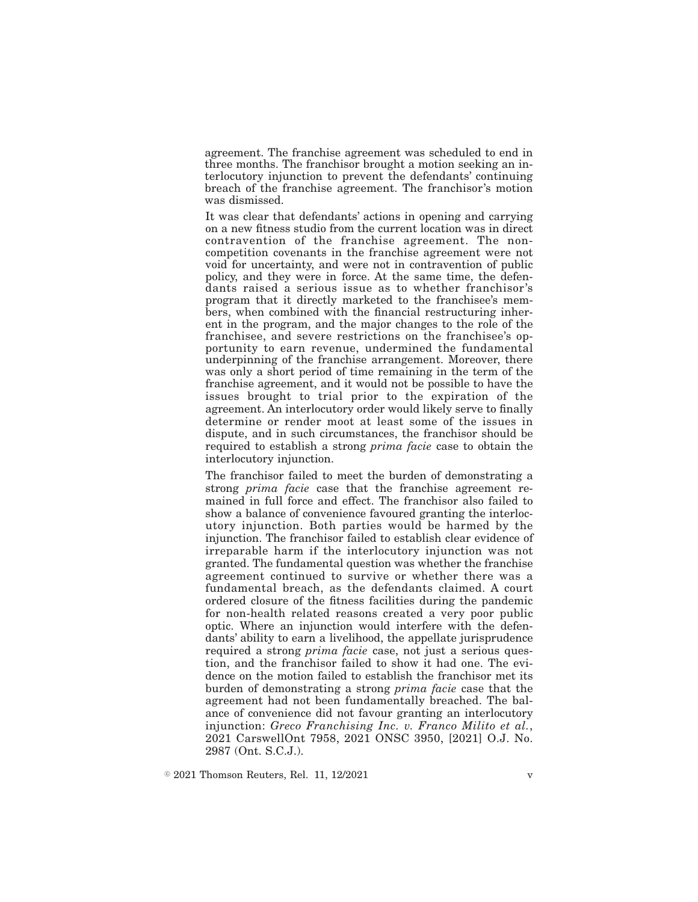agreement. The franchise agreement was scheduled to end in three months. The franchisor brought a motion seeking an interlocutory injunction to prevent the defendants' continuing breach of the franchise agreement. The franchisor's motion was dismissed.

It was clear that defendants' actions in opening and carrying on a new fitness studio from the current location was in direct contravention of the franchise agreement. The non-competition covenants in the franchise agreement were not void for uncertainty, and were not in contravention of public policy, and they were in force. At the same time, the defendants raised a serious issue as to whether franchisor's program that it directly marketed to the franchisee's members, when combined with the financial restructuring inherent in the program, and the major changes to the role of the franchisee, and severe restrictions on the franchisee's opportunity to earn revenue, undermined the fundamental underpinning of the franchise arrangement. Moreover, there was only a short period of time remaining in the term of the franchise agreement, and it would not be possible to have the issues brought to trial prior to the expiration of the agreement. An interlocutory order would likely serve to finally determine or render moot at least some of the issues in dispute, and in such circumstances, the franchisor should be required to establish a strong *prima facie* case to obtain the interlocutory injunction.

The franchisor failed to meet the burden of demonstrating a strong *prima facie* case that the franchise agreement remained in full force and effect. The franchisor also failed to show a balance of convenience favoured granting the interlocutory injunction. Both parties would be harmed by the injunction. The franchisor failed to establish clear evidence of irreparable harm if the interlocutory injunction was not granted. The fundamental question was whether the franchise agreement continued to survive or whether there was a fundamental breach, as the defendants claimed. A court ordered closure of the fitness facilities during the pandemic for non-health related reasons created a very poor public optic. Where an injunction would interfere with the defendants' ability to earn a livelihood, the appellate jurisprudence required a strong *prima facie* case, not just a serious question, and the franchisor failed to show it had one. The evidence on the motion failed to establish the franchisor met its burden of demonstrating a strong *prima facie* case that the agreement had not been fundamentally breached. The balance of convenience did not favour granting an interlocutory injunction: *Greco Franchising Inc. v. Franco Milito et al.*, 2021 CarswellOnt 7958, 2021 ONSC 3950, [2021] O.J. No. 2987 (Ont. S.C.J.).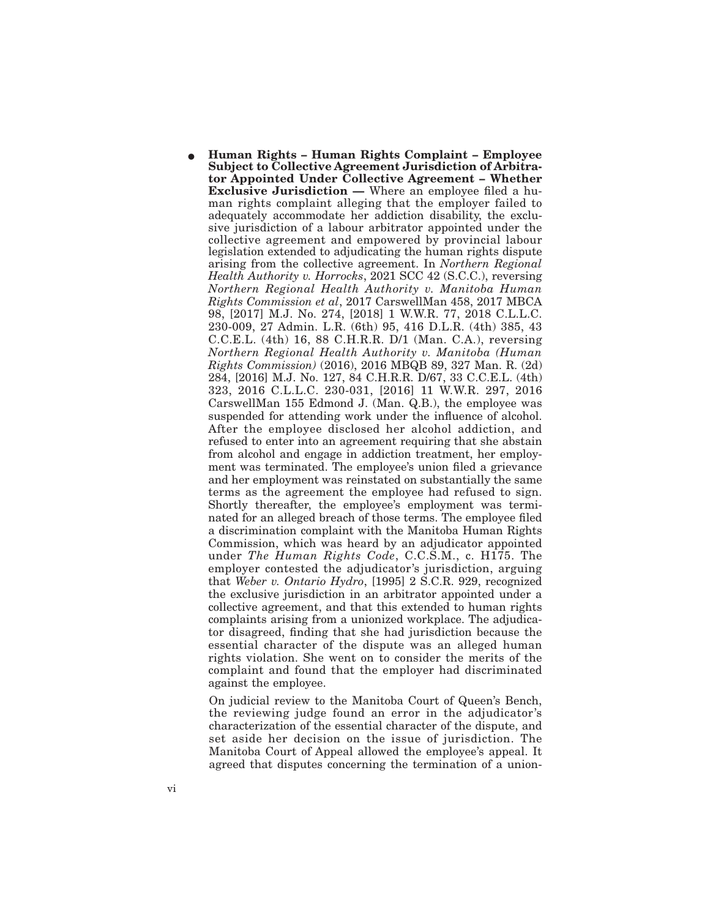- **Human Rights – Human Rights Complaint – Employee Subject to Collective Agreement Jurisdiction of Arbitrator Appointed Under Collective Agreement – Whether Exclusive Jurisdiction —** Where an employee filed a human rights complaint alleging that the employer failed to adequately accommodate her addiction disability, the exclusive jurisdiction of a labour arbitrator appointed under the collective agreement and empowered by provincial labour legislation extended to adjudicating the human rights dispute arising from the collective agreement. In *Northern Regional Health Authority v. Horrocks*, 2021 SCC 42 (S.C.C.), reversing *Northern Regional Health Authority v. Manitoba Human Rights Commission et al*, 2017 CarswellMan 458, 2017 MBCA 98, [2017] M.J. No. 274, [2018] 1 W.W.R. 77, 2018 C.L.L.C. 230-009, 27 Admin. L.R. (6th) 95, 416 D.L.R. (4th) 385, 43 C.C.E.L. (4th) 16, 88 C.H.R.R. D/1 (Man. C.A.), reversing *Northern Regional Health Authority v. Manitoba (Human Rights Commission)* (2016), 2016 MBQB 89, 327 Man. R. (2d) 284, [2016] M.J. No. 127, 84 C.H.R.R. D/67, 33 C.C.E.L. (4th) 323, 2016 C.L.L.C. 230-031, [2016] 11 W.W.R. 297, 2016 CarswellMan 155 Edmond J. (Man. Q.B.), the employee was suspended for attending work under the influence of alcohol. After the employee disclosed her alcohol addiction, and refused to enter into an agreement requiring that she abstain from alcohol and engage in addiction treatment, her employment was terminated. The employee's union filed a grievance and her employment was reinstated on substantially the same terms as the agreement the employee had refused to sign. Shortly thereafter, the employee's employment was terminated for an alleged breach of those terms. The employee filed a discrimination complaint with the Manitoba Human Rights Commission, which was heard by an adjudicator appointed under *The Human Rights Code*, C.C.S.M., c. H175. The employer contested the adjudicator's jurisdiction, arguing that *Weber v. Ontario Hydro*, [1995] 2 S.C.R. 929, recognized the exclusive jurisdiction in an arbitrator appointed under a collective agreement, and that this extended to human rights complaints arising from a unionized workplace. The adjudicator disagreed, finding that she had jurisdiction because the essential character of the dispute was an alleged human rights violation. She went on to consider the merits of the complaint and found that the employer had discriminated against the employee.

  On judicial review to the Manitoba Court of Queen's Bench, the reviewing judge found an error in the adjudicator's characterization of the essential character of the dispute, and set aside her decision on the issue of jurisdiction. The Manitoba Court of Appeal allowed the employee's appeal. It agreed that disputes concerning the termination of a union-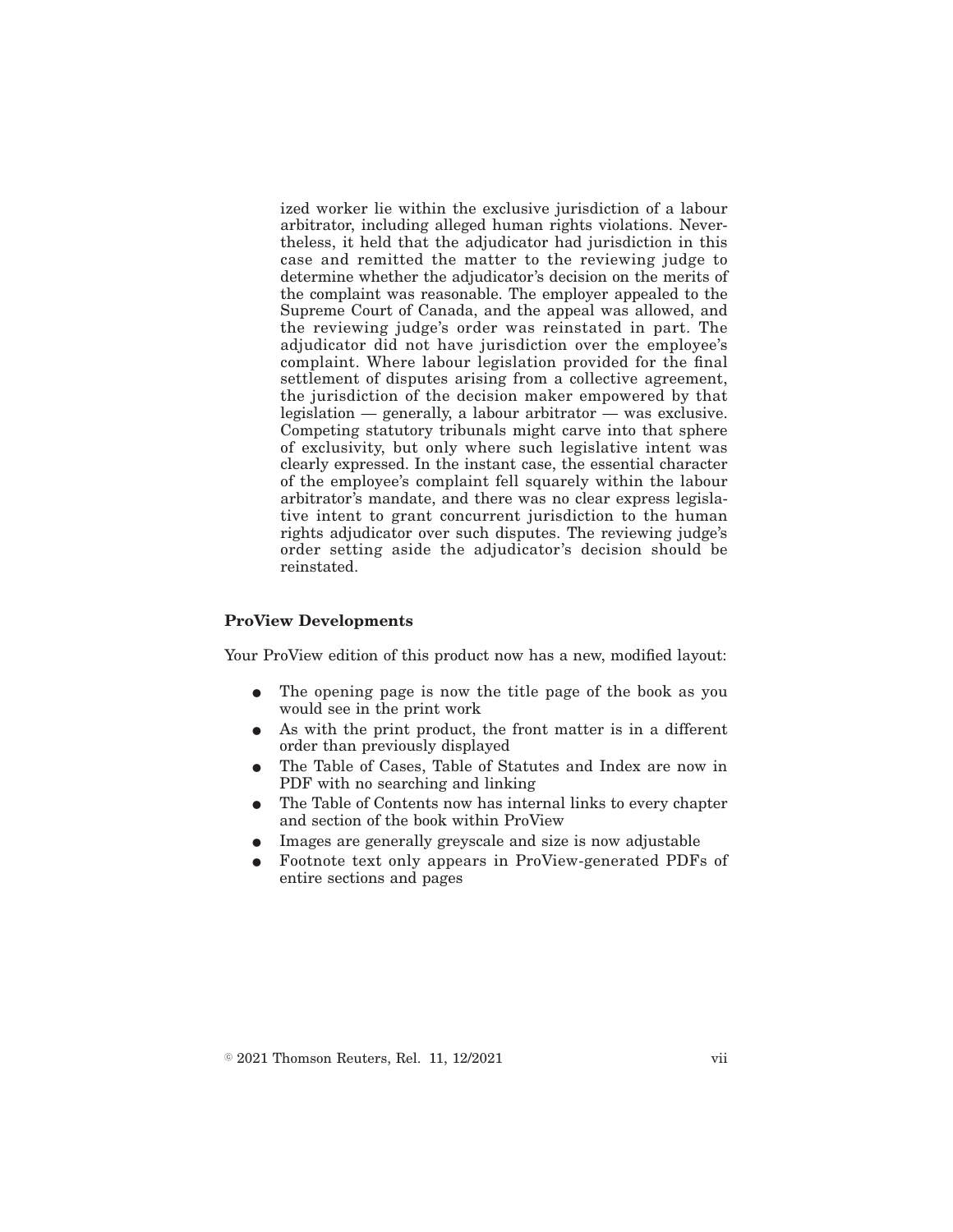ized worker lie within the exclusive jurisdiction of a labour arbitrator, including alleged human rights violations. Nevertheless, it held that the adjudicator had jurisdiction in this case and remitted the matter to the reviewing judge to determine whether the adjudicator's decision on the merits of the complaint was reasonable. The employer appealed to the Supreme Court of Canada, and the appeal was allowed, and the reviewing judge's order was reinstated in part. The adjudicator did not have jurisdiction over the employee's complaint. Where labour legislation provided for the final settlement of disputes arising from a collective agreement, the jurisdiction of the decision maker empowered by that legislation — generally, a labour arbitrator — was exclusive. Competing statutory tribunals might carve into that sphere of exclusivity, but only where such legislative intent was clearly expressed. In the instant case, the essential character of the employee's complaint fell squarely within the labour arbitrator's mandate, and there was no clear express legislative intent to grant concurrent jurisdiction to the human rights adjudicator over such disputes. The reviewing judge's order setting aside the adjudicator's decision should be reinstated.

**ProView Developments**

Your ProView edition of this product now has a new, modified layout:

- The opening page is now the title page of the book as you would see in the print work
- As with the print product, the front matter is in a different order than previously displayed
- The Table of Cases, Table of Statutes and Index are now in PDF with no searching and linking
- The Table of Contents now has internal links to every chapter and section of the book within ProView
- Images are generally greyscale and size is now adjustable
- Footnote text only appears in ProView-generated PDFs of entire sections and pages